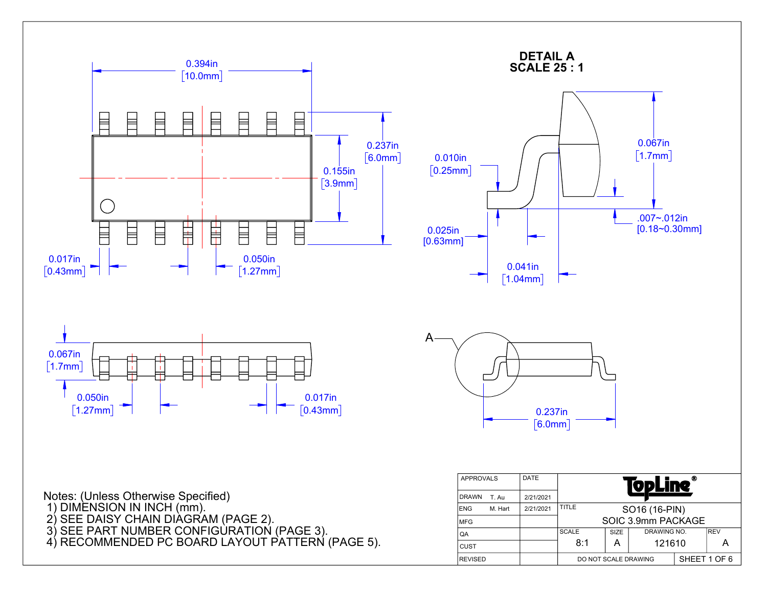0.394in [10.0mm]

0.237in [6.0mm]

0.155in [3.9mm]

0.017in [0.43mm]

0.050in [1.27mm]

**DETAIL A**
**SCALE 25 : 1**

0.067in [1.7mm]

0.010in [0.25mm]

.007~.012in [0.18~0.30mm]

0.025in [0.63mm]

0.041in [1.04mm]

0.067in [1.7mm]

0.050in [1.27mm]

0.017in [0.43mm]

A

0.237in [6.0mm]

Notes: (Unless Otherwise Specified)
1) DIMENSION IN INCH (mm).
2) SEE DAISY CHAIN DIAGRAM (PAGE 2).
3) SEE PART NUMBER CONFIGURATION (PAGE 3).
4) RECOMMENDED PC BOARD LAYOUT PATTERN (PAGE 5).

| APPROVALS | | DATE | TopLine® | | | |
|---|---|---|---|---|---|---|
| DRAWN | T. Au | 2/21/2021 | | | | |
| ENG | M. Hart | 2/21/2021 | TITLE SO16 (16-PIN) SOIC 3.9mm PACKAGE | | | |
| MFG | | | | | | |
| QA | | | SCALE 8:1 | SIZE A | DRAWING NO. 121610 | REV A |
| CUST | | | | | | |
| REVISED | | | DO NOT SCALE DRAWING | | SHEET 1 OF 6 | |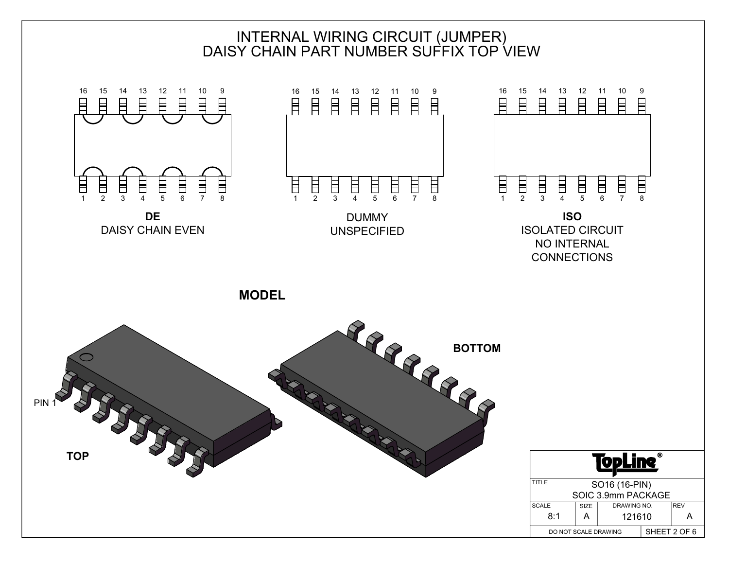# INTERNAL WIRING CIRCUIT (JUMPER)
# DAISY CHAIN PART NUMBER SUFFIX TOP VIEW

16 15 14 13 12 11 10 9

1 2 3 4 5 6 7 8

**DE**
DAISY CHAIN EVEN

16 15 14 13 12 11 10 9

1 2 3 4 5 6 7 8

DUMMY
UNSPECIFIED

16 15 14 13 12 11 10 9

1 2 3 4 5 6 7 8

**ISO**
ISOLATED CIRCUIT
NO INTERNAL
CONNECTIONS

## MODEL

PIN 1

**TOP**

**BOTTOM**

| TopLine® | | | |
|---|---|---|---|
| TITLE | SO16 (16-PIN) SOIC 3.9mm PACKAGE | | |
| SCALE 8:1 | SIZE A | DRAWING NO. 121610 | REV A |
| DO NOT SCALE DRAWING | | SHEET 2 OF 6 | |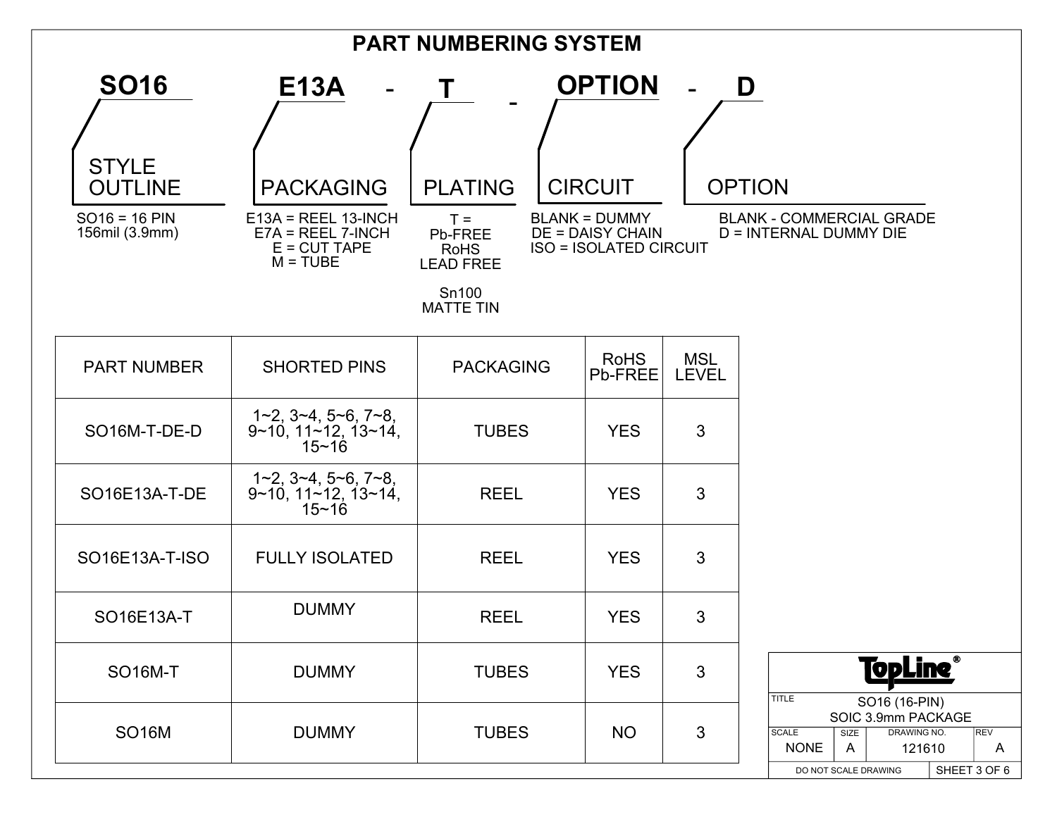# PART NUMBERING SYSTEM

**SO16 E13A - T - OPTION - D**

- **STYLE OUTLINE**: SO16 = 16 PIN 156mil (3.9mm)
- **PACKAGING**: E13A = REEL 13-INCH; E7A = REEL 7-INCH; E = CUT TAPE; M = TUBE
- **PLATING**: T = Pb-FREE RoHS LEAD FREE; Sn100 MATTE TIN
- **CIRCUIT**: BLANK = DUMMY; DE = DAISY CHAIN; ISO = ISOLATED CIRCUIT
- **OPTION**: BLANK - COMMERCIAL GRADE; D = INTERNAL DUMMY DIE

| PART NUMBER | SHORTED PINS | PACKAGING | RoHS Pb-FREE | MSL LEVEL |
|---|---|---|---|---|
| SO16M-T-DE-D | 1~2, 3~4, 5~6, 7~8, 9~10, 11~12, 13~14, 15~16 | TUBES | YES | 3 |
| SO16E13A-T-DE | 1~2, 3~4, 5~6, 7~8, 9~10, 11~12, 13~14, 15~16 | REEL | YES | 3 |
| SO16E13A-T-ISO | FULLY ISOLATED | REEL | YES | 3 |
| SO16E13A-T | DUMMY | REEL | YES | 3 |
| SO16M-T | DUMMY | TUBES | YES | 3 |
| SO16M | DUMMY | TUBES | NO | 3 |

TopLine®

| TITLE | SO16 (16-PIN) SOIC 3.9mm PACKAGE | | |
|---|---|---|---|
| SCALE | SIZE | DRAWING NO. | REV |
| NONE | A | 121610 | A |

DO NOT SCALE DRAWING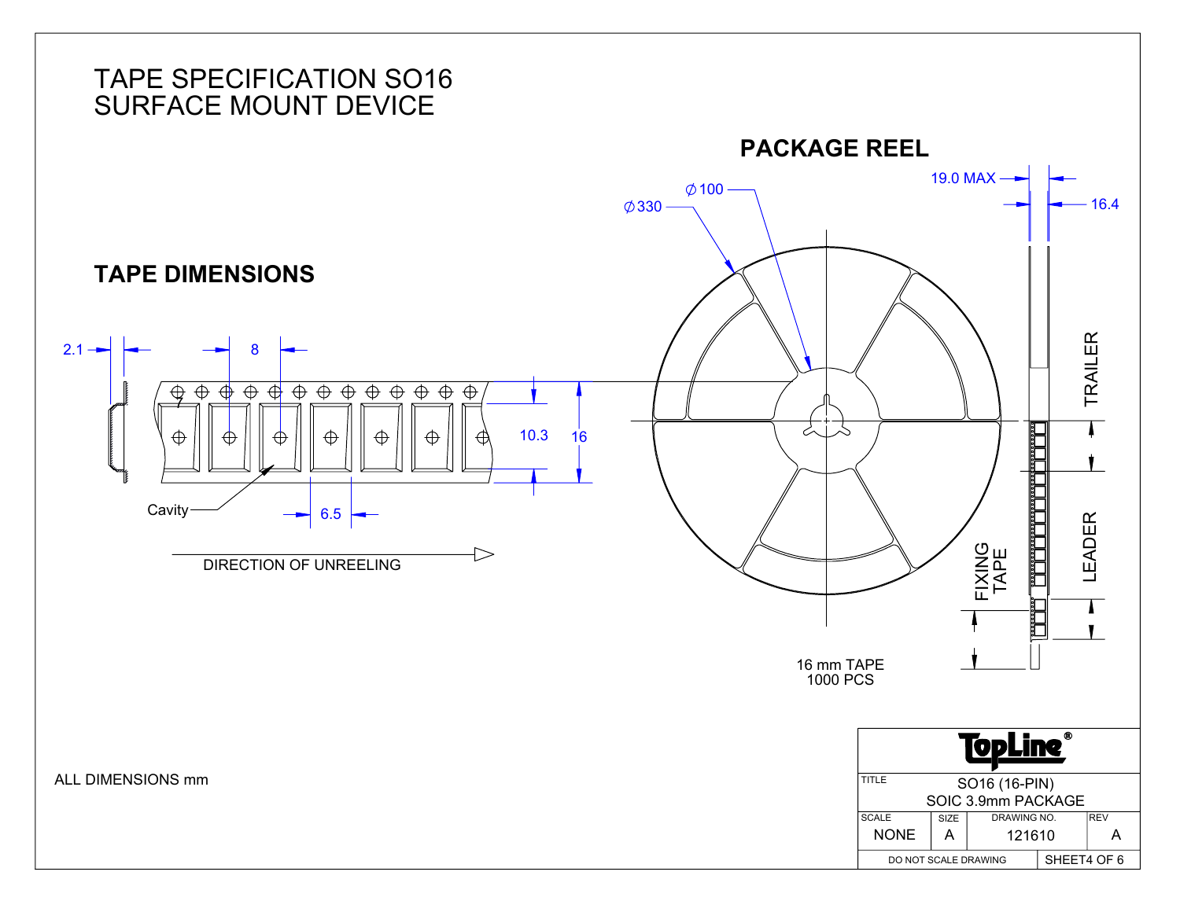# TAPE SPECIFICATION SO16
# SURFACE MOUNT DEVICE

## TAPE DIMENSIONS

2.1

8

10.3

16

Cavity

6.5

DIRECTION OF UNREELING

## PACKAGE REEL

∅100

∅330

19.0 MAX

16.4

TRAILER

LEADER

FIXING TAPE

16 mm TAPE
1000 PCS

ALL DIMENSIONS mm

| TopLine® | | | |
|---|---|---|---|
| TITLE | SO16 (16-PIN) SOIC 3.9mm PACKAGE | | |
| SCALE: NONE | SIZE: A | DRAWING NO.: 121610 | REV: A |
| DO NOT SCALE DRAWING | | SHEET4 OF 6 | |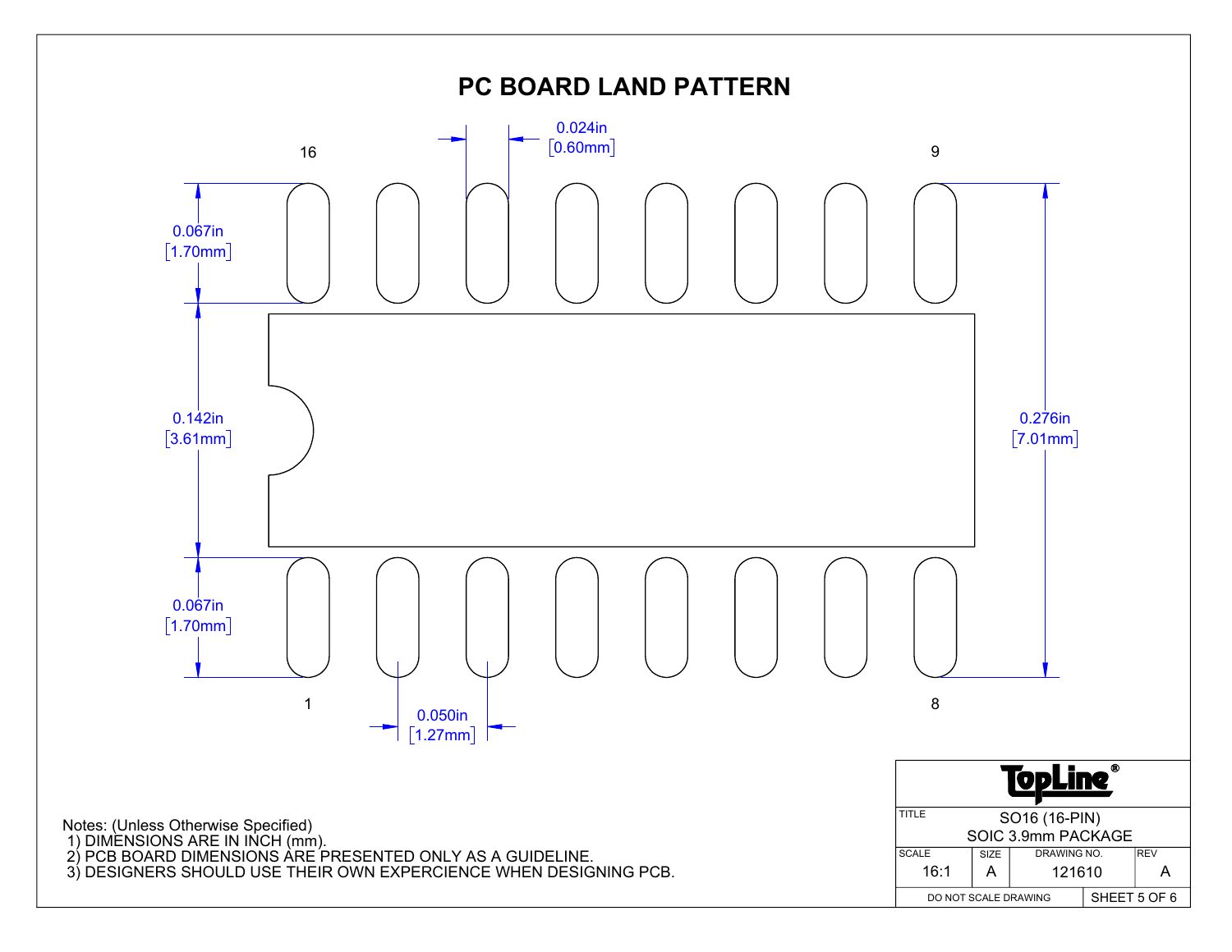# PC BOARD LAND PATTERN

16 — 9

1 — 8

0.024in [0.60mm]

0.067in [1.70mm]

0.142in [3.61mm]

0.067in [1.70mm]

0.276in [7.01mm]

0.050in [1.27mm]

Notes: (Unless Otherwise Specified)
1) DIMENSIONS ARE IN INCH (mm).
2) PCB BOARD DIMENSIONS ARE PRESENTED ONLY AS A GUIDELINE.
3) DESIGNERS SHOULD USE THEIR OWN EXPERCIENCE WHEN DESIGNING PCB.

| TopLine® | | | |
|---|---|---|---|
| TITLE | SO16 (16-PIN) SOIC 3.9mm PACKAGE | | |
| SCALE 16:1 | SIZE A | DRAWING NO. 121610 | REV A |
| DO NOT SCALE DRAWING | | SHEET 5 OF 6 | |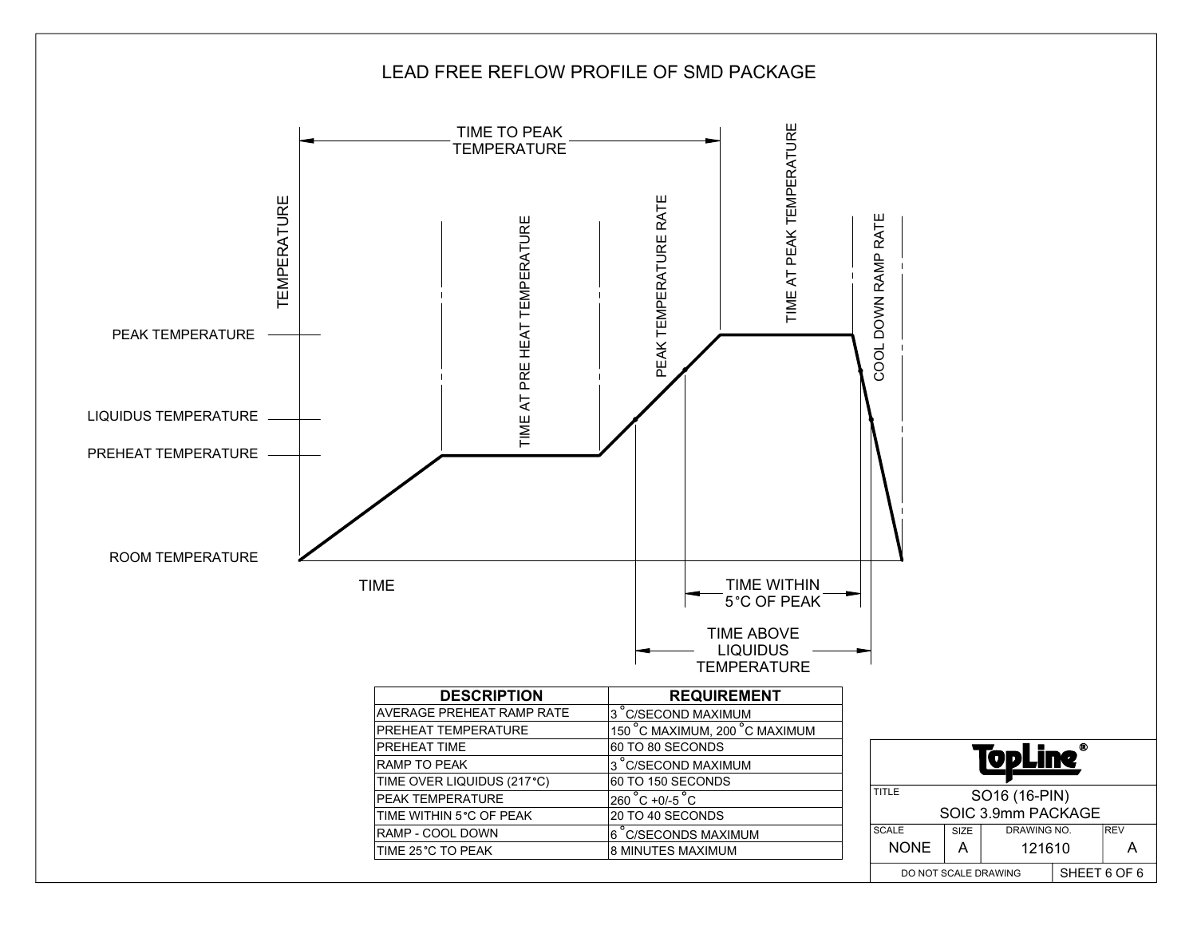# LEAD FREE REFLOW PROFILE OF SMD PACKAGE

TIME TO PEAK TEMPERATURE

TEMPERATURE

PEAK TEMPERATURE

LIQUIDUS TEMPERATURE

PREHEAT TEMPERATURE

ROOM TEMPERATURE

TIME

TIME AT PRE HEAT TEMPERATURE

PEAK TEMPERATURE RATE

TIME AT PEAK TEMPERATURE

COOL DOWN RAMP RATE

TIME WITHIN 5°C OF PEAK

TIME ABOVE LIQUIDUS TEMPERATURE

| DESCRIPTION | REQUIREMENT |
|---|---|
| AVERAGE PREHEAT RAMP RATE | 3 °C/SECOND MAXIMUM |
| PREHEAT TEMPERATURE | 150 °C MAXIMUM, 200 °C MAXIMUM |
| PREHEAT TIME | 60 TO 80 SECONDS |
| RAMP TO PEAK | 3 °C/SECOND MAXIMUM |
| TIME OVER LIQUIDUS (217°C) | 60 TO 150 SECONDS |
| PEAK TEMPERATURE | 260 °C +0/-5 °C |
| TIME WITHIN 5°C OF PEAK | 20 TO 40 SECONDS |
| RAMP - COOL DOWN | 6 °C/SECONDS MAXIMUM |
| TIME 25°C TO PEAK | 8 MINUTES MAXIMUM |

TopLine®

| TITLE | SO16 (16-PIN) SOIC 3.9mm PACKAGE | | |
|---|---|---|---|
| SCALE | SIZE | DRAWING NO. | REV |
| NONE | A | 121610 | A |
| DO NOT SCALE DRAWING | | SHEET 6 OF 6 | |